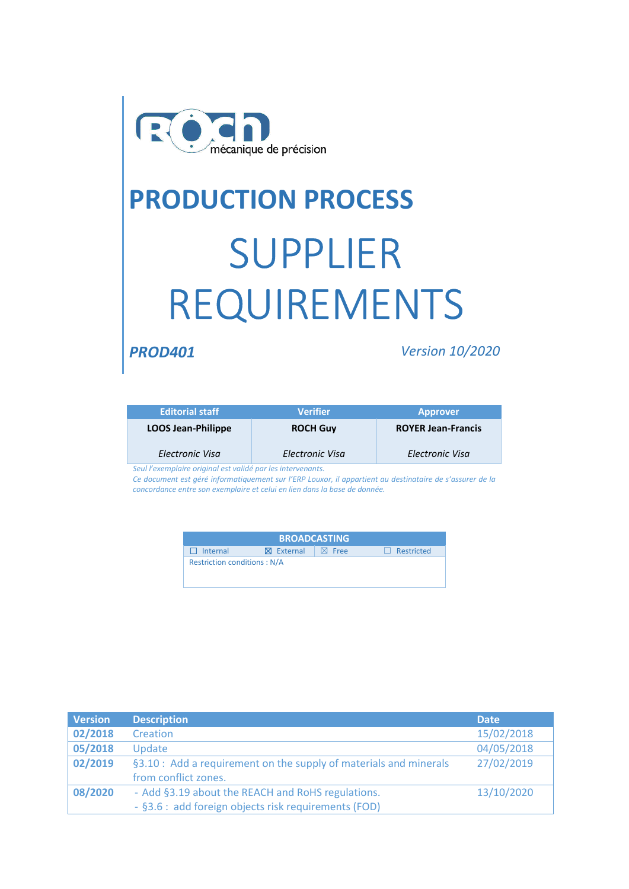ROCh mécanique de précision

# PRODUCTION PROCESS

# SUPPLIER REQUIREMENTS

***PROD401*** *Version 10/2020*

| Editorial staff | Verifier | Approver |
|---|---|---|
| **LOOS Jean-Philippe** | **ROCH Guy** | **ROYER Jean-Francis** |
| *Electronic Visa* | *Electronic Visa* | *Electronic Visa* |

*Seul l'exemplaire original est validé par les intervenants.*
*Ce document est géré informatiquement sur l'ERP Louxor, il appartient au destinataire de s'assurer de la concordance entre son exemplaire et celui en lien dans la base de donnée.*

| BROADCASTING | | | |
|---|---|---|---|
| ☐ Internal | ☒ External | ☒ Free | ☐ Restricted |
| Restriction conditions : N/A | | | |

| Version | Description | Date |
|---|---|---|
| **02/2018** | Creation | 15/02/2018 |
| **05/2018** | Update | 04/05/2018 |
| **02/2019** | §3.10 : Add a requirement on the supply of materials and minerals from conflict zones. | 27/02/2019 |
| **08/2020** | - Add §3.19 about the REACH and RoHS regulations.<br>- §3.6 : add foreign objects risk requirements (FOD) | 13/10/2020 |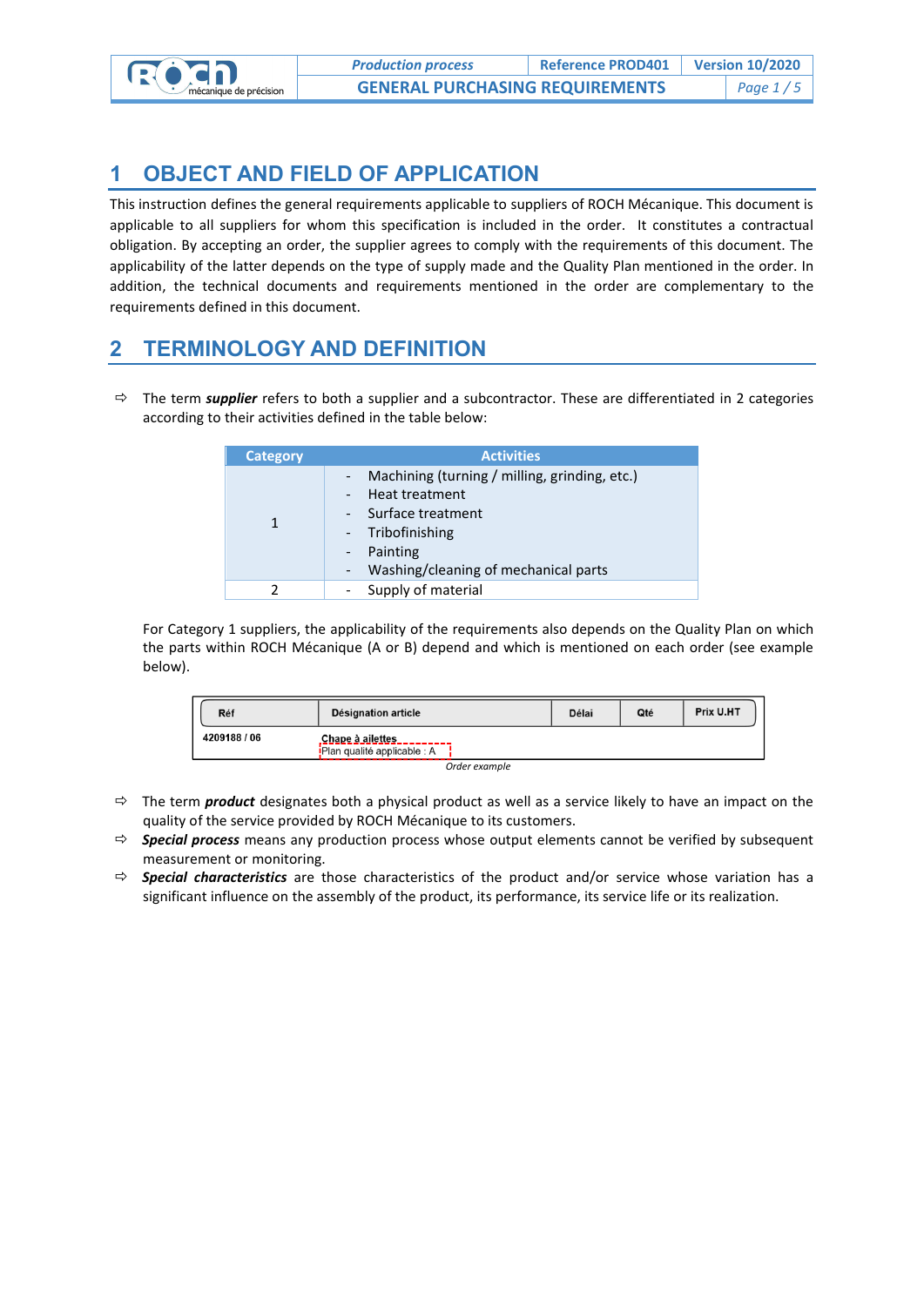# 1 OBJECT AND FIELD OF APPLICATION

This instruction defines the general requirements applicable to suppliers of ROCH Mécanique. This document is applicable to all suppliers for whom this specification is included in the order. It constitutes a contractual obligation. By accepting an order, the supplier agrees to comply with the requirements of this document. The applicability of the latter depends on the type of supply made and the Quality Plan mentioned in the order. In addition, the technical documents and requirements mentioned in the order are complementary to the requirements defined in this document.

# 2 TERMINOLOGY AND DEFINITION

- The term ***supplier*** refers to both a supplier and a subcontractor. These are differentiated in 2 categories according to their activities defined in the table below:

| Category | Activities |
|---|---|
| 1 | - Machining (turning / milling, grinding, etc.)<br>- Heat treatment<br>- Surface treatment<br>- Tribofinishing<br>- Painting<br>- Washing/cleaning of mechanical parts |
| 2 | - Supply of material |

For Category 1 suppliers, the applicability of the requirements also depends on the Quality Plan on which the parts within ROCH Mécanique (A or B) depend and which is mentioned on each order (see example below).

| Réf | Désignation article | Délai | Qté | Prix U.HT |
|---|---|---|---|---|
| 4209188 / 06 | Chape à ailettes<br>Plan qualité applicable : A | | | |

*Order example*

- The term ***product*** designates both a physical product as well as a service likely to have an impact on the quality of the service provided by ROCH Mécanique to its customers.
- ***Special process*** means any production process whose output elements cannot be verified by subsequent measurement or monitoring.
- ***Special characteristics*** are those characteristics of the product and/or service whose variation has a significant influence on the assembly of the product, its performance, its service life or its realization.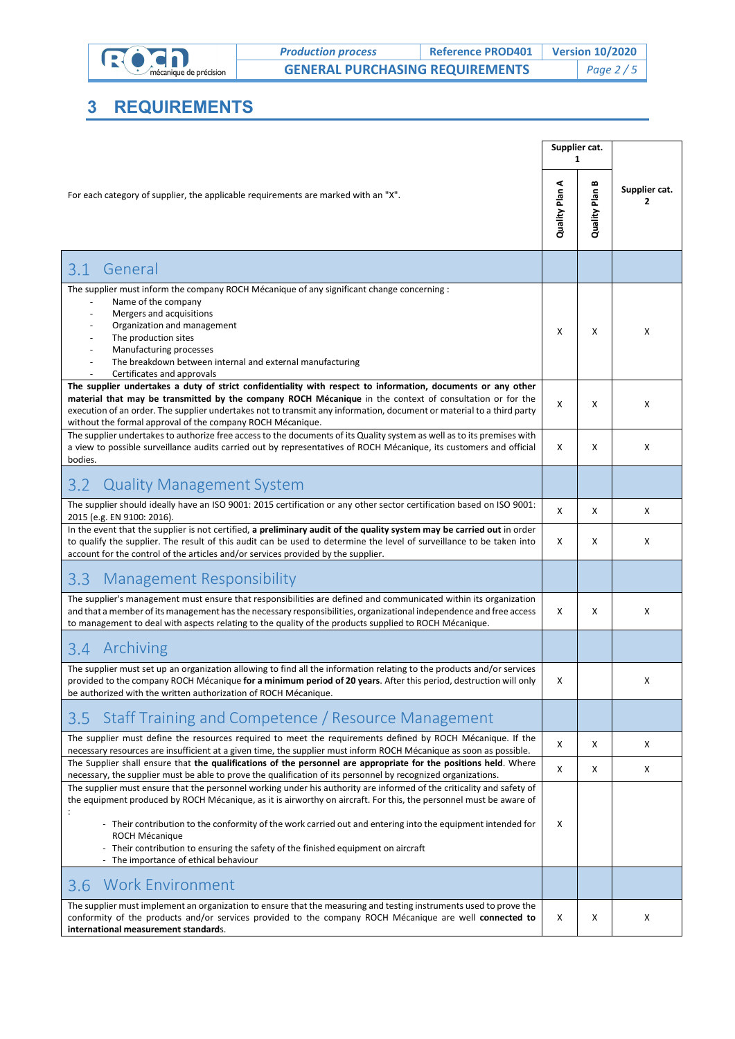# 3 REQUIREMENTS

| For each category of supplier, the applicable requirements are marked with an "X". | Supplier cat. 1 | | Supplier cat. 2 |
|---|---|---|---|
| | Quality Plan A | Quality Plan B | |
| **3.1 General** | | | |
| The supplier must inform the company ROCH Mécanique of any significant change concerning :<br>- Name of the company<br>- Mergers and acquisitions<br>- Organization and management<br>- The production sites<br>- Manufacturing processes<br>- The breakdown between internal and external manufacturing<br>- Certificates and approvals | X | X | X |
| **The supplier undertakes a duty of strict confidentiality with respect to information, documents or any other material that may be transmitted by the company ROCH Mécanique** in the context of consultation or for the execution of an order. The supplier undertakes not to transmit any information, document or material to a third party without the formal approval of the company ROCH Mécanique. | X | X | X |
| The supplier undertakes to authorize free access to the documents of its Quality system as well as to its premises with a view to possible surveillance audits carried out by representatives of ROCH Mécanique, its customers and official bodies. | X | X | X |
| **3.2 Quality Management System** | | | |
| The supplier should ideally have an ISO 9001: 2015 certification or any other sector certification based on ISO 9001: 2015 (e.g. EN 9100: 2016). | X | X | X |
| In the event that the supplier is not certified, **a preliminary audit of the quality system may be carried out** in order to qualify the supplier. The result of this audit can be used to determine the level of surveillance to be taken into account for the control of the articles and/or services provided by the supplier. | X | X | X |
| **3.3 Management Responsibility** | | | |
| The supplier's management must ensure that responsibilities are defined and communicated within its organization and that a member of its management has the necessary responsibilities, organizational independence and free access to management to deal with aspects relating to the quality of the products supplied to ROCH Mécanique. | X | X | X |
| **3.4 Archiving** | | | |
| The supplier must set up an organization allowing to find all the information relating to the products and/or services provided to the company ROCH Mécanique **for a minimum period of 20 years**. After this period, destruction will only be authorized with the written authorization of ROCH Mécanique. | X | | X |
| **3.5 Staff Training and Competence / Resource Management** | | | |
| The supplier must define the resources required to meet the requirements defined by ROCH Mécanique. If the necessary resources are insufficient at a given time, the supplier must inform ROCH Mécanique as soon as possible. | X | X | X |
| The Supplier shall ensure that **the qualifications of the personnel are appropriate for the positions held**. Where necessary, the supplier must be able to prove the qualification of its personnel by recognized organizations. | X | X | X |
| The supplier must ensure that the personnel working under his authority are informed of the criticality and safety of the equipment produced by ROCH Mécanique, as it is airworthy on aircraft. For this, the personnel must be aware of :<br>- Their contribution to the conformity of the work carried out and entering into the equipment intended for ROCH Mécanique<br>- Their contribution to ensuring the safety of the finished equipment on aircraft<br>- The importance of ethical behaviour | X | | |
| **3.6 Work Environment** | | | |
| The supplier must implement an organization to ensure that the measuring and testing instruments used to prove the conformity of the products and/or services provided to the company ROCH Mécanique are well **connected to international measurement standard**s. | X | X | X |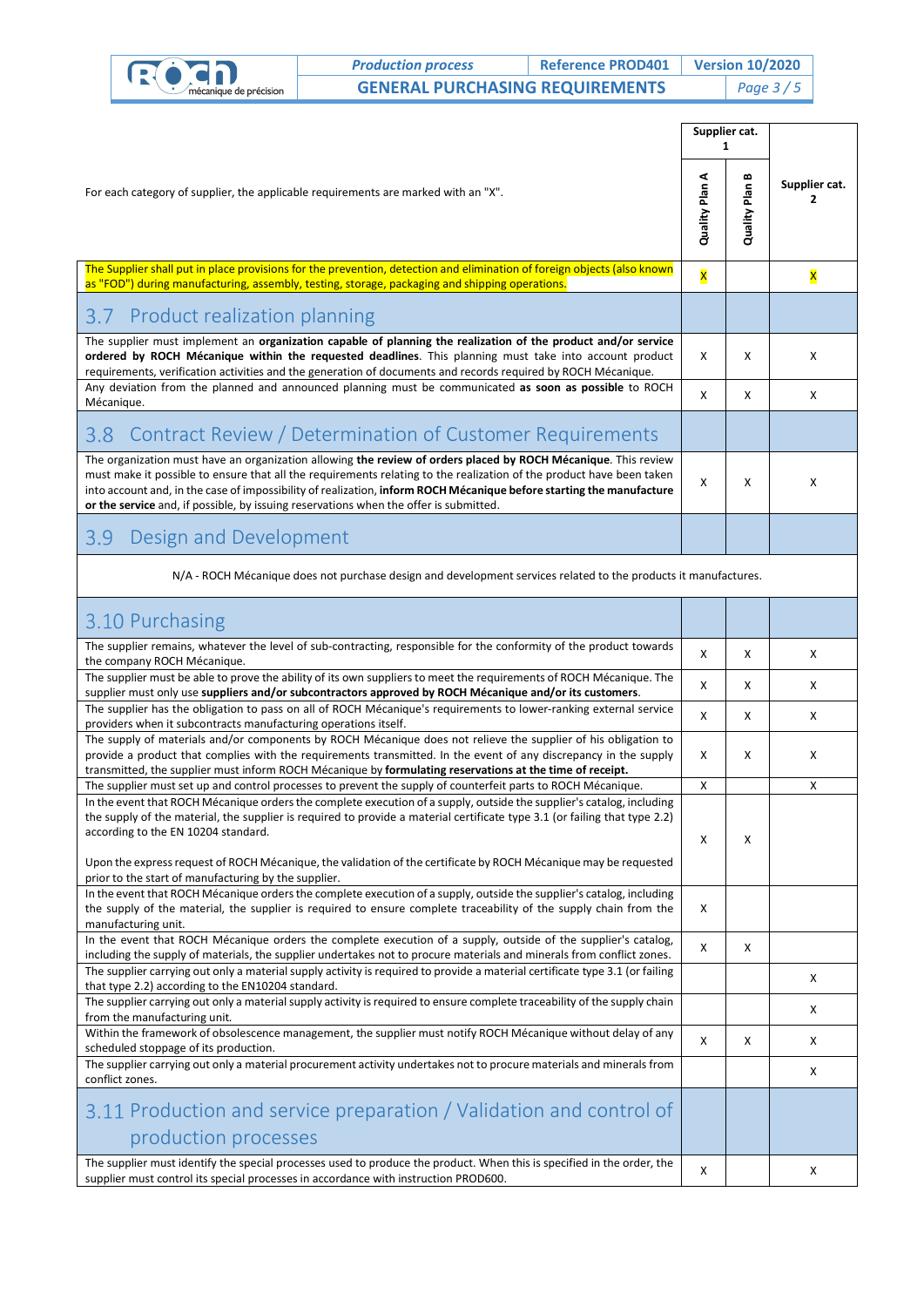| For each category of supplier, the applicable requirements are marked with an "X". | Supplier cat. 1 | | Supplier cat. 2 |
|---|---|---|---|
| | Quality Plan A | Quality Plan B | |
| The Supplier shall put in place provisions for the prevention, detection and elimination of foreign objects (also known as "FOD") during manufacturing, assembly, testing, storage, packaging and shipping operations. | X | | X |
| **3.7 Product realization planning** | | | |
| The supplier must implement an **organization capable of planning the realization of the product and/or service ordered by ROCH Mécanique within the requested deadlines**. This planning must take into account product requirements, verification activities and the generation of documents and records required by ROCH Mécanique. | X | X | X |
| Any deviation from the planned and announced planning must be communicated **as soon as possible** to ROCH Mécanique. | X | X | X |
| **3.8 Contract Review / Determination of Customer Requirements** | | | |
| The organization must have an organization allowing **the review of orders placed by ROCH Mécanique**. This review must make it possible to ensure that all the requirements relating to the realization of the product have been taken into account and, in the case of impossibility of realization, **inform ROCH Mécanique before starting the manufacture or the service** and, if possible, by issuing reservations when the offer is submitted. | X | X | X |
| **3.9 Design and Development** | | | |
| N/A - ROCH Mécanique does not purchase design and development services related to the products it manufactures. | | | |
| **3.10 Purchasing** | | | |
| The supplier remains, whatever the level of sub-contracting, responsible for the conformity of the product towards the company ROCH Mécanique. | X | X | X |
| The supplier must be able to prove the ability of its own suppliers to meet the requirements of ROCH Mécanique. The supplier must only use **suppliers and/or subcontractors approved by ROCH Mécanique and/or its customers**. | X | X | X |
| The supplier has the obligation to pass on all of ROCH Mécanique's requirements to lower-ranking external service providers when it subcontracts manufacturing operations itself. | X | X | X |
| The supply of materials and/or components by ROCH Mécanique does not relieve the supplier of his obligation to provide a product that complies with the requirements transmitted. In the event of any discrepancy in the supply transmitted, the supplier must inform ROCH Mécanique by **formulating reservations at the time of receipt.** | X | X | X |
| The supplier must set up and control processes to prevent the supply of counterfeit parts to ROCH Mécanique. | X | | X |
| In the event that ROCH Mécanique orders the complete execution of a supply, outside the supplier's catalog, including the supply of the material, the supplier is required to provide a material certificate type 3.1 (or failing that type 2.2) according to the EN 10204 standard.<br><br>Upon the express request of ROCH Mécanique, the validation of the certificate by ROCH Mécanique may be requested prior to the start of manufacturing by the supplier. | X | X | |
| In the event that ROCH Mécanique orders the complete execution of a supply, outside the supplier's catalog, including the supply of the material, the supplier is required to ensure complete traceability of the supply chain from the manufacturing unit. | X | | |
| In the event that ROCH Mécanique orders the complete execution of a supply, outside of the supplier's catalog, including the supply of materials, the supplier undertakes not to procure materials and minerals from conflict zones. | X | X | |
| The supplier carrying out only a material supply activity is required to provide a material certificate type 3.1 (or failing that type 2.2) according to the EN10204 standard. | | | X |
| The supplier carrying out only a material supply activity is required to ensure complete traceability of the supply chain from the manufacturing unit. | | | X |
| Within the framework of obsolescence management, the supplier must notify ROCH Mécanique without delay of any scheduled stoppage of its production. | X | X | X |
| The supplier carrying out only a material procurement activity undertakes not to procure materials and minerals from conflict zones. | | | X |
| **3.11 Production and service preparation / Validation and control of production processes** | | | |
| The supplier must identify the special processes used to produce the product. When this is specified in the order, the supplier must control its special processes in accordance with instruction PROD600. | X | | X |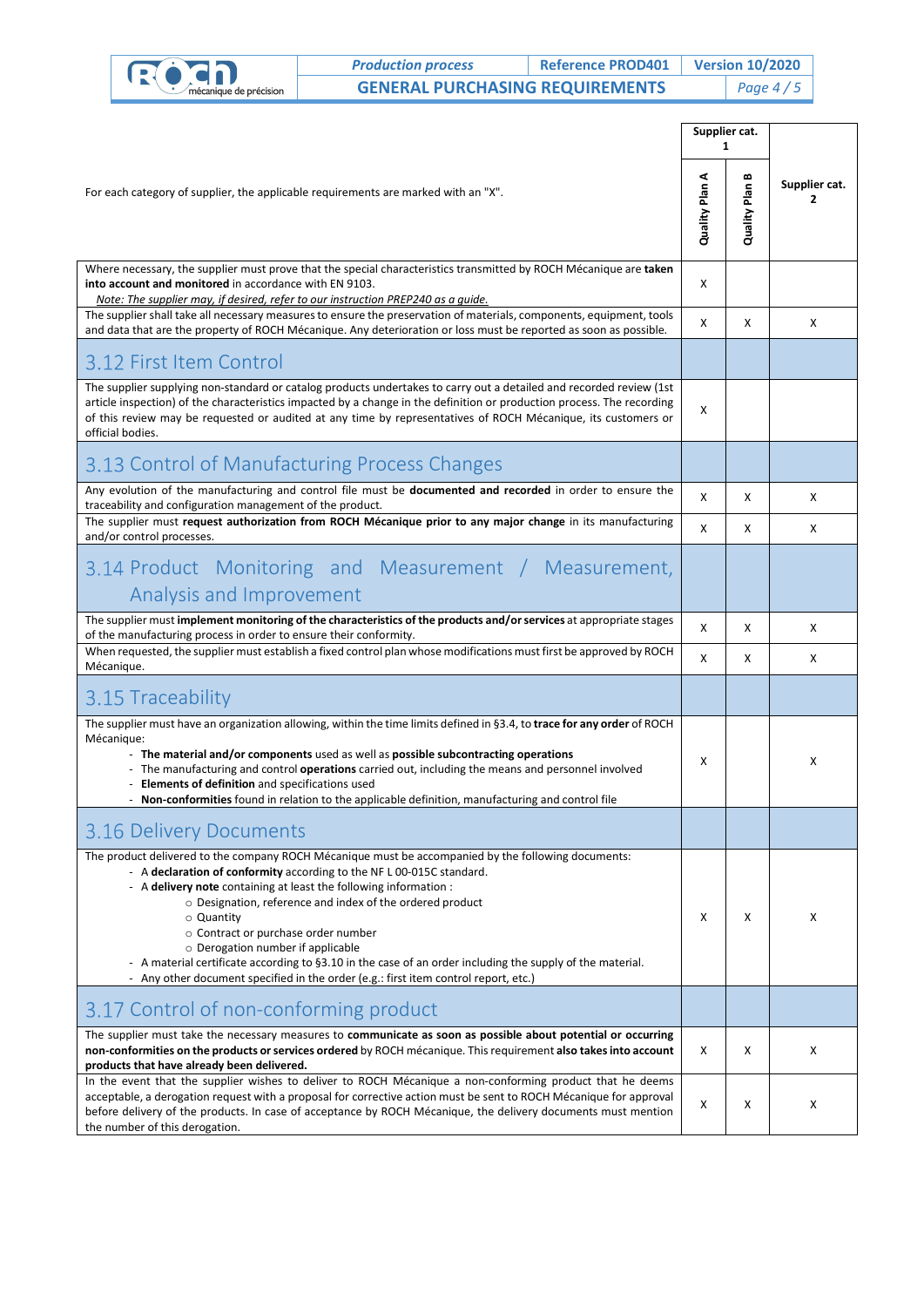| For each category of supplier, the applicable requirements are marked with an "X". | Supplier cat. 1 | | Supplier cat. 2 |
|---|---|---|---|
| | Quality Plan A | Quality Plan B | |
| Where necessary, the supplier must prove that the special characteristics transmitted by ROCH Mécanique are **taken into account and monitored** in accordance with EN 9103. *Note: The supplier may, if desired, refer to our instruction PREP240 as a guide.* | X | | |
| The supplier shall take all necessary measures to ensure the preservation of materials, components, equipment, tools and data that are the property of ROCH Mécanique. Any deterioration or loss must be reported as soon as possible. | X | X | X |
| **3.12 First Item Control** | | | |
| The supplier supplying non-standard or catalog products undertakes to carry out a detailed and recorded review (1st article inspection) of the characteristics impacted by a change in the definition or production process. The recording of this review may be requested or audited at any time by representatives of ROCH Mécanique, its customers or official bodies. | X | | |
| **3.13 Control of Manufacturing Process Changes** | | | |
| Any evolution of the manufacturing and control file must be **documented and recorded** in order to ensure the traceability and configuration management of the product. | X | X | X |
| The supplier must **request authorization from ROCH Mécanique prior to any major change** in its manufacturing and/or control processes. | X | X | X |
| **3.14 Product Monitoring and Measurement / Measurement, Analysis and Improvement** | | | |
| The supplier must **implement monitoring of the characteristics of the products and/or services** at appropriate stages of the manufacturing process in order to ensure their conformity. | X | X | X |
| When requested, the supplier must establish a fixed control plan whose modifications must first be approved by ROCH Mécanique. | X | X | X |
| **3.15 Traceability** | | | |
| The supplier must have an organization allowing, within the time limits defined in §3.4, to **trace for any order** of ROCH Mécanique: <br>- **The material and/or components** used as well as **possible subcontracting operations** <br>- The manufacturing and control **operations** carried out, including the means and personnel involved <br>- **Elements of definition** and specifications used <br>- **Non-conformities** found in relation to the applicable definition, manufacturing and control file | X | | X |
| **3.16 Delivery Documents** | | | |
| The product delivered to the company ROCH Mécanique must be accompanied by the following documents: <br>- A **declaration of conformity** according to the NF L 00-015C standard. <br>- A **delivery note** containing at least the following information : <br>○ Designation, reference and index of the ordered product <br>○ Quantity <br>○ Contract or purchase order number <br>○ Derogation number if applicable <br>- A material certificate according to §3.10 in the case of an order including the supply of the material. <br>- Any other document specified in the order (e.g.: first item control report, etc.) | X | X | X |
| **3.17 Control of non-conforming product** | | | |
| The supplier must take the necessary measures to **communicate as soon as possible about potential or occurring non-conformities on the products or services ordered** by ROCH Mécanique. This requirement **also takes into account products that have already been delivered.** | X | X | X |
| In the event that the supplier wishes to deliver to ROCH Mécanique a non-conforming product that he deems acceptable, a derogation request with a proposal for corrective action must be sent to ROCH Mécanique for approval before delivery of the products. In case of acceptance by ROCH Mécanique, the delivery documents must mention the number of this derogation. | X | X | X |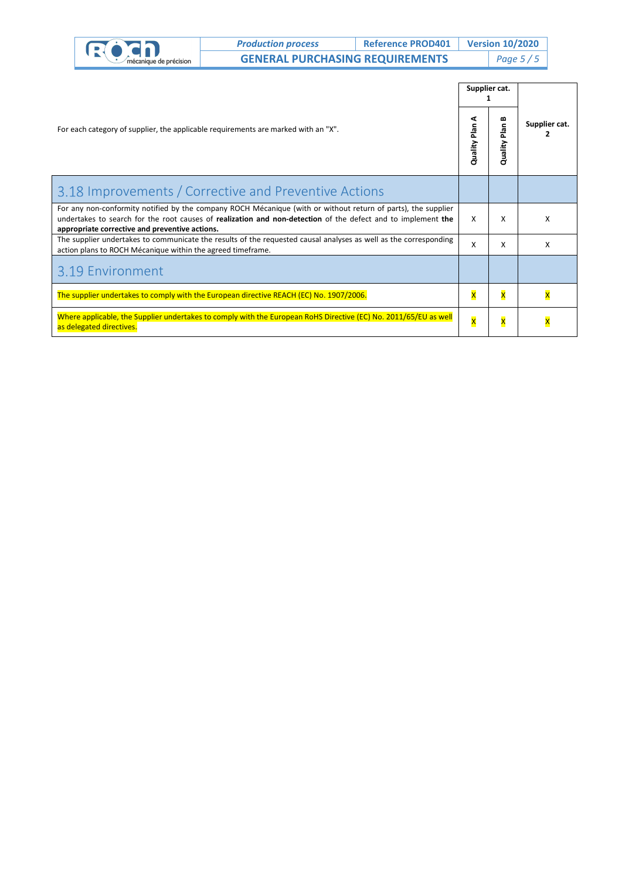| For each category of supplier, the applicable requirements are marked with an "X". | Supplier cat. 1 | | Supplier cat. 2 |
|---|---|---|---|
| | Quality Plan A | Quality Plan B | |
| **3.18 Improvements / Corrective and Preventive Actions** | | | |
| For any non-conformity notified by the company ROCH Mécanique (with or without return of parts), the supplier undertakes to search for the root causes of **realization and non-detection** of the defect and to implement **the appropriate corrective and preventive actions.** | X | X | X |
| The supplier undertakes to communicate the results of the requested causal analyses as well as the corresponding action plans to ROCH Mécanique within the agreed timeframe. | X | X | X |
| **3.19 Environment** | | | |
| The supplier undertakes to comply with the European directive REACH (EC) No. 1907/2006. | X | X | X |
| Where applicable, the Supplier undertakes to comply with the European RoHS Directive (EC) No. 2011/65/EU as well as delegated directives. | X | X | X |